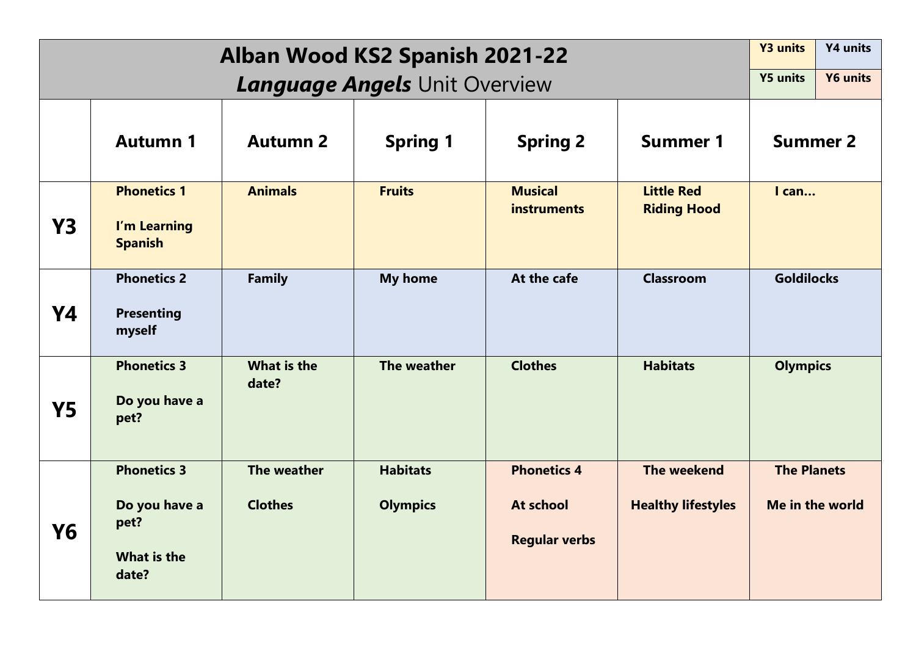# Alban Wood KS2 Spanish 2021-22

## *Language Angels* Unit Overview

| Y3 units | Y4 units |
|---|---|
| Y5 units | Y6 units |

| | Autumn 1 | Autumn 2 | Spring 1 | Spring 2 | Summer 1 | Summer 2 |
|---|---|---|---|---|---|---|
| **Y3** | **Phonetics 1**<br><br>**I'm Learning Spanish** | **Animals** | **Fruits** | **Musical instruments** | **Little Red Riding Hood** | **I can…** |
| **Y4** | **Phonetics 2**<br><br>**Presenting myself** | **Family** | **My home** | **At the cafe** | **Classroom** | **Goldilocks** |
| **Y5** | **Phonetics 3**<br><br>**Do you have a pet?** | **What is the date?** | **The weather** | **Clothes** | **Habitats** | **Olympics** |
| **Y6** | **Phonetics 3**<br><br>**Do you have a pet?**<br><br>**What is the date?** | **The weather**<br><br>**Clothes** | **Habitats**<br><br>**Olympics** | **Phonetics 4**<br><br>**At school**<br><br>**Regular verbs** | **The weekend**<br><br>**Healthy lifestyles** | **The Planets**<br><br>**Me in the world** |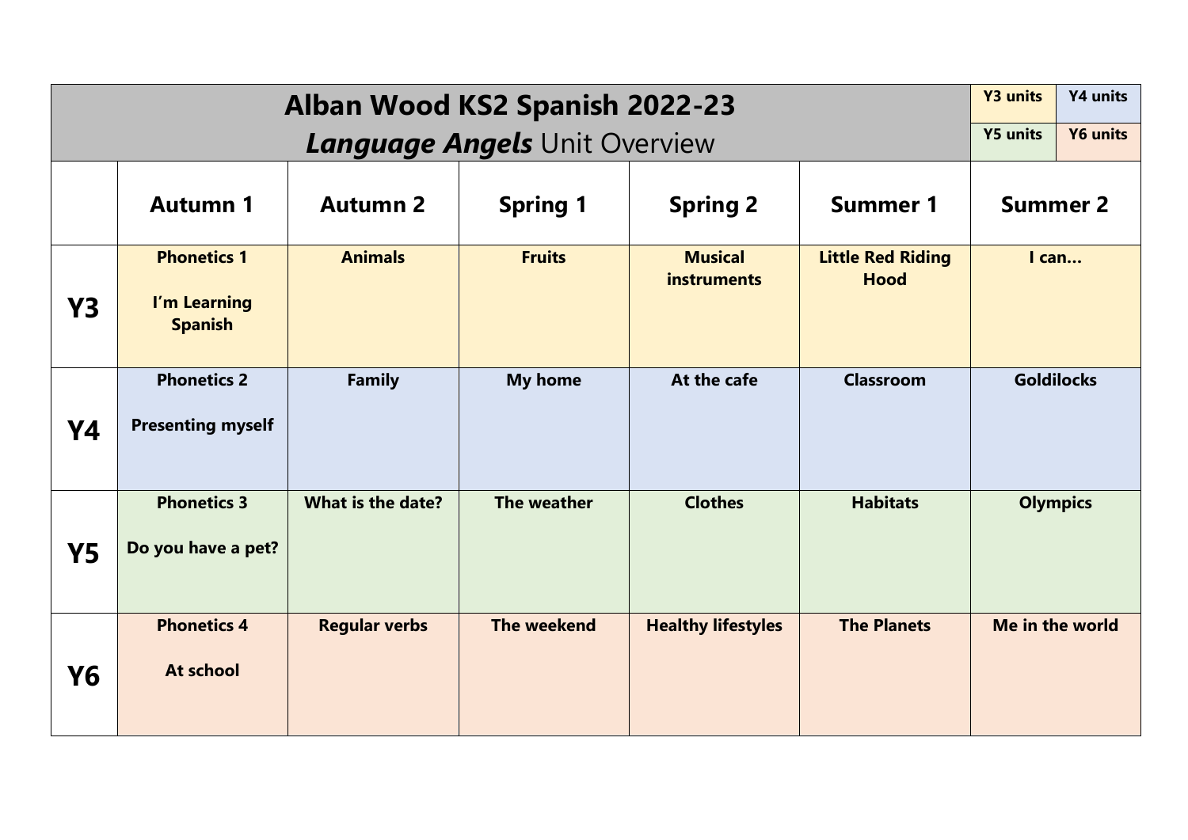# Alban Wood KS2 Spanish 2022-23

## ***Language Angels*** Unit Overview

| Y3 units | Y4 units |
|---|---|
| Y5 units | Y6 units |

| | Autumn 1 | Autumn 2 | Spring 1 | Spring 2 | Summer 1 | Summer 2 |
|---|---|---|---|---|---|---|
| **Y3** | **Phonetics 1**<br><br>**I'm Learning Spanish** | **Animals** | **Fruits** | **Musical instruments** | **Little Red Riding Hood** | **I can…** |
| **Y4** | **Phonetics 2**<br><br>**Presenting myself** | **Family** | **My home** | **At the cafe** | **Classroom** | **Goldilocks** |
| **Y5** | **Phonetics 3**<br><br>**Do you have a pet?** | **What is the date?** | **The weather** | **Clothes** | **Habitats** | **Olympics** |
| **Y6** | **Phonetics 4**<br><br>**At school** | **Regular verbs** | **The weekend** | **Healthy lifestyles** | **The Planets** | **Me in the world** |